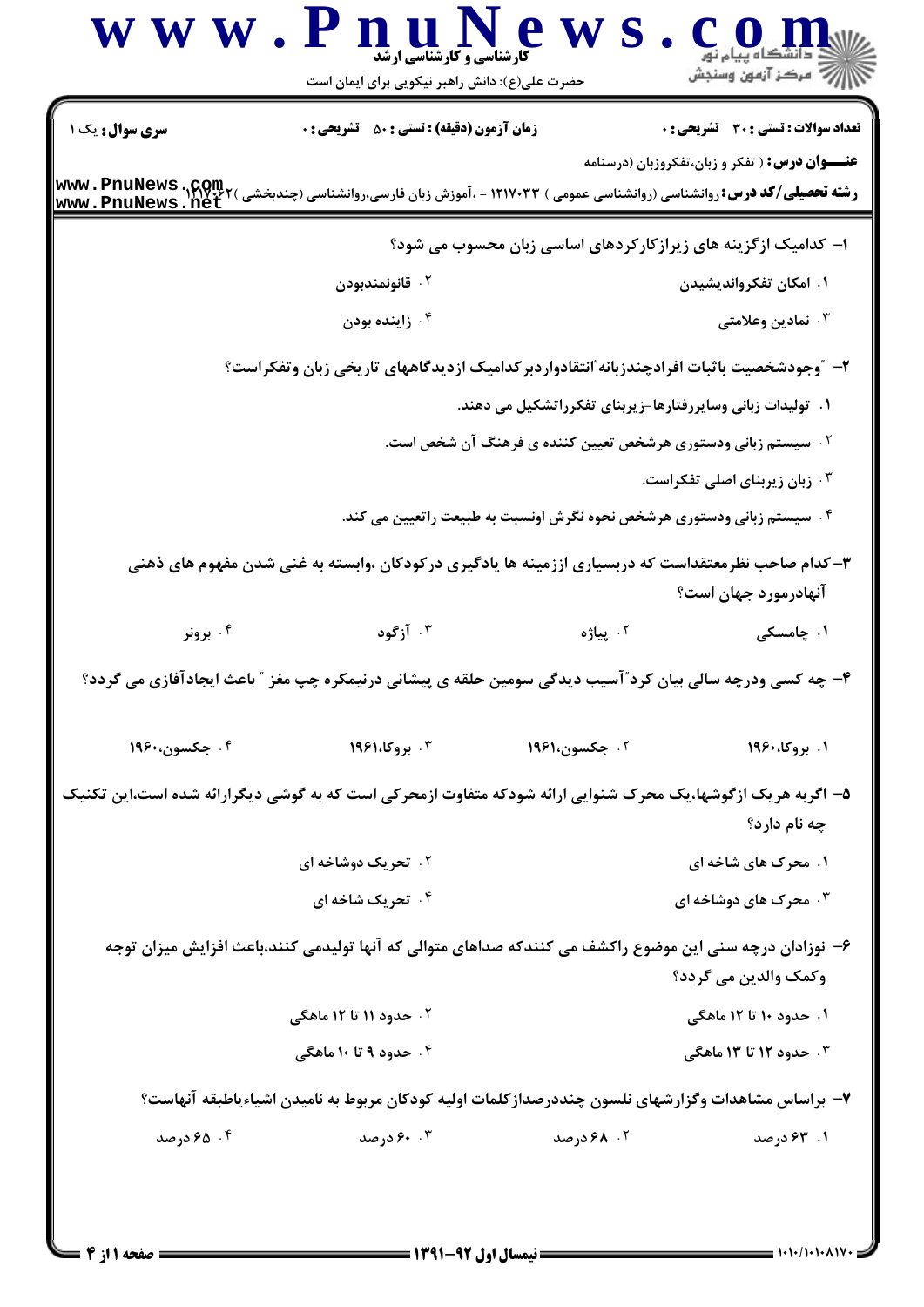**سری سوال:** یک ۱

**زمان آزمون (دقیقه) : تستی : ۵۰ تشریحی : ۰**

**تعداد سوالات : تستی : ۳۰ تشریحی : ۰**

**عنـــوان درس :** ( تفکر و زبان،تفکروزبان (درسنامه

**رشته تحصیلی/کد درس :** روانشناسی (روانشناسی عمومی ) ۱۲۱۷۰۳۳ - ،آموزش زبان فارسی،روانشناسی (چندبخشی )۱۲۱۷۰۳۲

۱- کدامیک ازگزینه های زیرازکارکردهای اساسی زبان محسوب می شود؟

۱. امکان تفکروانديشيدن

۲. قانونمندبودن

۳. نمادین وعلامتی

۴. زاینده بودن

۲- "وجودشخصیت باثبات افرادچندزبانه"انتقادواردبرکدامیک ازدیدگاههای تاریخی زبان وتفکراست؟

۱. تولیدات زبانی وسایررفتارها-زیربنای تفکرراتشکیل می دهند.

۲. سیستم زبانی ودستوری هرشخص تعیین کننده ی فرهنگ آن شخص است.

۳. زبان زیربنای اصلی تفکراست.

۴. سیستم زبانی ودستوری هرشخص نحوه نگرش اونسبت به طبیعت راتعیین می کند.

۳-کدام صاحب نظرمعتقداست که دربسیاری اززمینه ها یادگیری درکودکان ،وابسته به غنی شدن مفهوم های ذهنی آنهادرمورد جهان است؟

۱. چامسکی

۲. پیاژه

۳. آزگود

۴. برونر

۴- چه کسی ودرچه سالی بیان کرد"آسیب دیدگی سومین حلقه ی پیشانی درنیمکره چپ مغز " باعث ایجادآفازی می گردد؟

۱. بروکا،۱۹۶۰

۲. جکسون،۱۹۶۱

۳. بروکا،۱۹۶۱

۴. جکسون،۱۹۶۰

۵- اگربه هریک ازگوشها،یک محرک شنوایی ارائه شودکه متفاوت ازمحرکی است که به گوشی دیگرارائه شده است،این تکنیک چه نام دارد؟

۱. محرک های شاخه ای

۲. تحریک دوشاخه ای

۳. محرک های دوشاخه ای

۴. تحریک شاخه ای

۶- نوزادان درچه سنی این موضوع راکشف می کنندکه صداهای متوالی که آنها تولیدمی کنند،باعث افزایش میزان توجه وکمک والدین می گردد؟

۱. حدود ۱۰ تا ۱۲ ماهگی

۲. حدود ۱۱ تا ۱۲ ماهگی

۳. حدود ۱۲ تا ۱۳ ماهگی

۴. حدود ۹ تا ۱۰ ماهگی

۷- براساس مشاهدات وگزارشهای نلسون چنددرصدازکلمات اولیه کودکان مربوط به نامیدن اشیاءیاطبقه آنهاست؟

۱. ۶۳ درصد

۲. ۶۸ درصد

۳. ۶۰ درصد

۴. ۶۵ درصد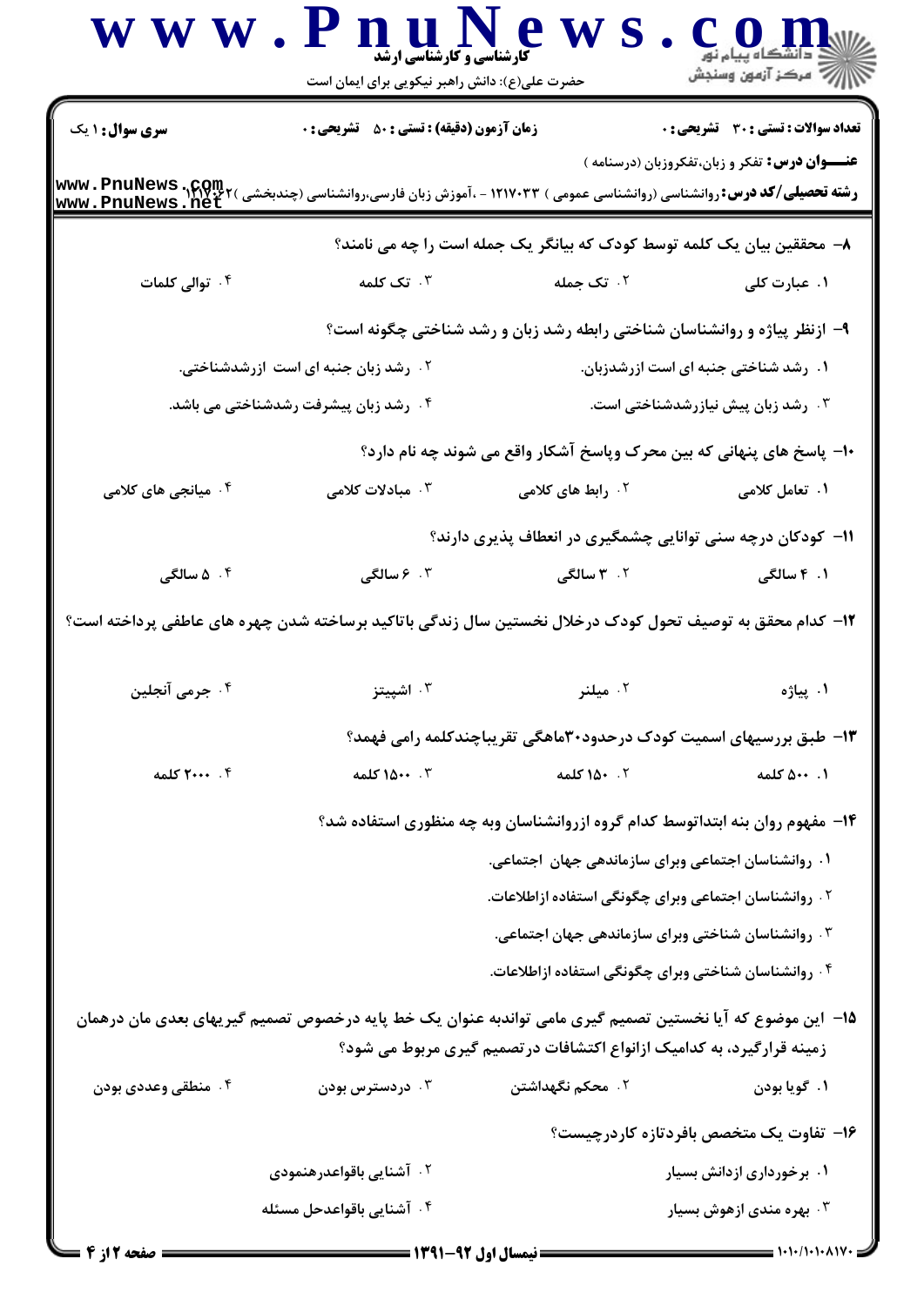**سری سوال:** ۱ یک | **زمان آزمون (دقیقه) : تستی : ۵۰ تشریحی : ۰** | **تعداد سوالات : تستی : ۳۰ تشریحی : ۰**

**عنـــوان درس:** تفکر و زبان،تفکروزبان (درسنامه )

**رشته تحصیلی/کد درس:** روانشناسی (روانشناسی عمومی ) ۱۲۱۷۰۳۳ - ،آموزش زبان فارسی،روانشناسی (چندبخشی )۱۲۱۷۰۰۲

۸- محققین بیان یک کلمه توسط کودک که بیانگر یک جمله است را چه می نامند؟

۱. عبارت کلی
۲. تک جمله
۳. تک کلمه
۴. توالی کلمات

۹- ازنظر پیاژه و روانشناسان شناختی رابطه رشد زبان و رشد شناختی چگونه است؟

۱. رشد شناختی جنبه ای است ازرشدزبان.
۲. رشد زبان جنبه ای است ازرشدشناختی.
۳. رشد زبان پیش نیازرشدشناختی است.
۴. رشد زبان پیشرفت رشدشناختی می باشد.

۱۰- پاسخ های پنهانی که بین محرک وپاسخ آشکار واقع می شوند چه نام دارد؟

۱. تعامل کلامی
۲. رابط های کلامی
۳. مبادلات کلامی
۴. میانجی های کلامی

۱۱- کودکان درچه سنی توانایی چشمگیری در انعطاف پذیری دارند؟

۱. ۴ سالگی
۲. ۳ سالگی
۳. ۶ سالگی
۴. ۵ سالگی

۱۲- کدام محقق به توصیف تحول کودک درخلال نخستین سال زندگی باتاکید برساخته شدن چهره های عاطفی پرداخته است؟

۱. پیاژه
۲. میلنر
۳. اشپیتز
۴. جرمی آنجلین

۱۳- طبق بررسیهای اسمیت کودک درحدود۳۰ماهگی تقریباچندکلمه رامی فهمد؟

۱. ۵۰۰ کلمه
۲. ۱۵۰ کلمه
۳. ۱۵۰۰ کلمه
۴. ۲۰۰۰ کلمه

۱۴- مفهوم روان بنه ابتداتوسط کدام گروه ازروانشناسان وبه چه منظوری استفاده شد؟

۱. روانشناسان اجتماعی وبرای سازماندهی جهان اجتماعی.
۲. روانشناسان اجتماعی وبرای چگونگی استفاده ازاطلاعات.
۳. روانشناسان شناختی وبرای سازماندهی جهان اجتماعی.
۴. روانشناسان شناختی وبرای چگونگی استفاده ازاطلاعات.

۱۵- این موضوع که آیا نخستین تصمیم گیری مامی تواندبه عنوان یک خط پایه درخصوص تصمیم گیریهای بعدی مان درهمان زمینه قرارگیرد، به کدامیک ازانواع اکتشافات درتصمیم گیری مربوط می شود؟

۱. گویا بودن
۲. محکم نگهداشتن
۳. دردسترس بودن
۴. منطقی وعددی بودن

۱۶- تفاوت یک متخصص بافردتازه کاردرچیست؟

۱. برخورداری ازدانش بسیار
۲. آشنایی باقواعدرهنمودی
۳. بهره مندی ازهوش بسیار
۴. آشنایی باقواعدحل مسئله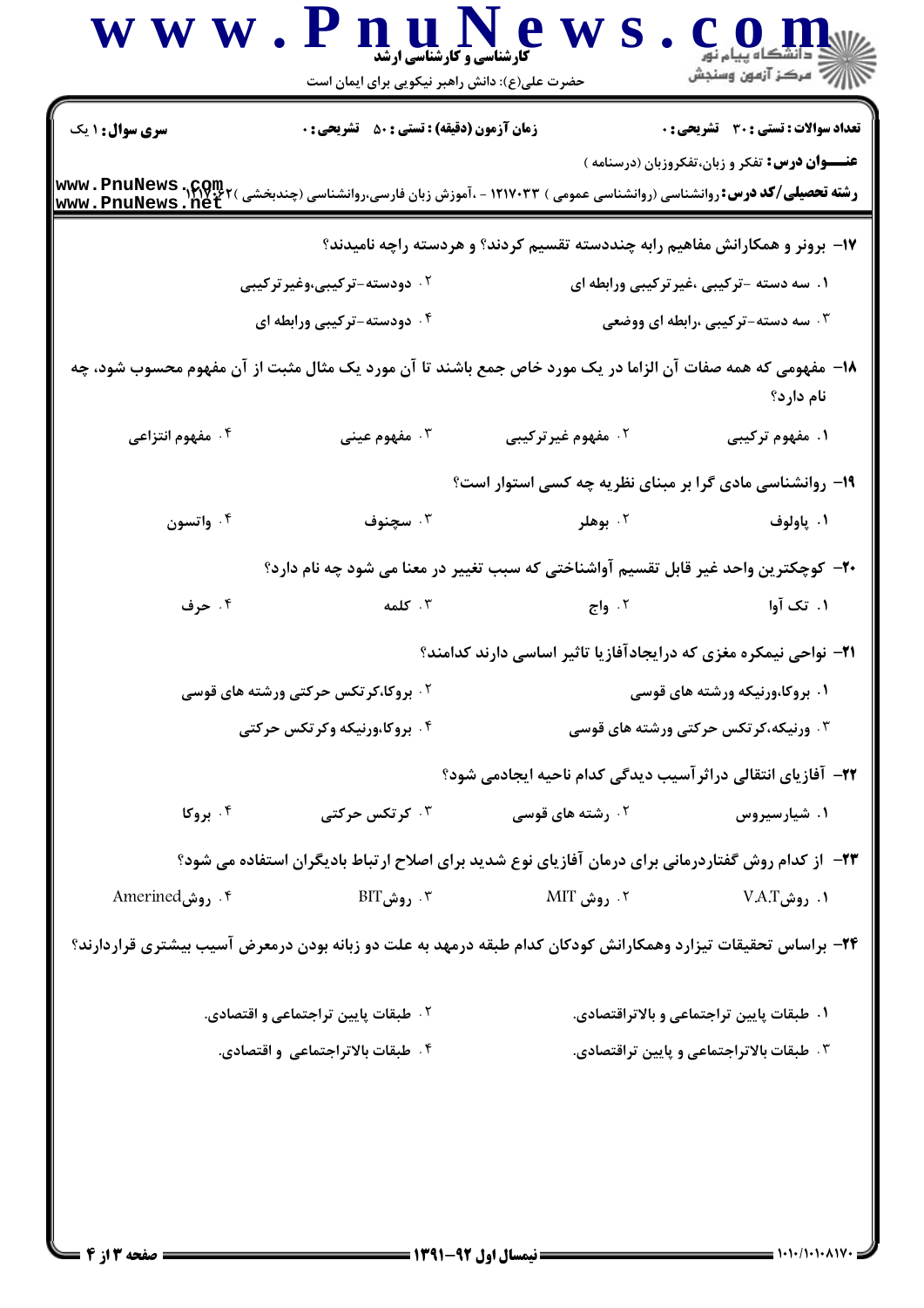**سری سوال:** ۱ یک

**زمان آزمون (دقیقه) : تستی : ۵۰ تشریحی : ۰**

**تعداد سوالات : تستی : ۳۰ تشریحی : ۰**

**عنـــوان درس:** تفکر و زبان،تفکروزبان (درسنامه )

**رشته تحصیلی/کد درس:** روانشناسی (روانشناسی عمومی ) ۱۲۱۷۰۳۳ - ،آموزش زبان فارسی،روانشناسی (چندبخشی )۱۲۱۷۰۰۲

۱۷- برونر و همکارانش مفاهیم رابه چنددسته تقسیم کردند؟ و هردسته راچه نامیدند؟

۱. سه دسته -ترکیبی ،غیرترکیبی ورابطه ای

۲. دودسته-ترکیبی،وغیرترکیبی

۳. سه دسته-ترکیبی ،رابطه ای ووضعی

۴. دودسته-ترکیبی ورابطه ای

۱۸- مفهومی که همه صفات آن الزاما در یک مورد خاص جمع باشند تا آن مورد یک مثال مثبت از آن مفهوم محسوب شود، چه نام دارد؟

۱. مفهوم ترکیبی

۲. مفهوم غیرترکیبی

۳. مفهوم عینی

۴. مفهوم انتزاعی

۱۹- روانشناسی مادی گرا بر مبنای نظریه چه کسی استوار است؟

۱. پاولوف

۲. بوهلر

۳. سچنوف

۴. واتسون

۲۰- کوچکترین واحد غیر قابل تقسیم آواشناختی که سبب تغییر در معنا می شود چه نام دارد؟

۱. تک آوا

۲. واج

۳. کلمه

۴. حرف

۲۱- نواحی نیمکره مغزی که درایجادآفازیا تاثیر اساسی دارند کدامند؟

۱. بروکا،ورنیکه ورشته های قوسی

۲. بروکا،کرتکس حرکتی ورشته های قوسی

۳. ورنیکه،کرتکس حرکتی ورشته های قوسی

۴. بروکا،ورنیکه وکرتکس حرکتی

۲۲- آفازیای انتقالی دراثرآسیب دیدگی کدام ناحیه ایجادمی شود؟

۱. شیارسیروس

۲. رشته های قوسی

۳. کرتکس حرکتی

۴. بروکا

۲۳- از کدام روش گفتاردرمانی برای درمان آفازیای نوع شدید برای اصلاح ارتباط بادیگران استفاده می شود؟

۱. روشV.A.T

۲. روش MIT

۳. روشBIT

۴. روشAmerind

۲۴- براساس تحقیقات تیزارد وهمکارانش کودکان کدام طبقه درمهد به علت دو زبانه بودن درمعرض آسیب بیشتری قراردارند؟

۱. طبقات پایین تراجتماعی و بالاتراقتصادی.

۲. طبقات پایین تراجتماعی و اقتصادی.

۳. طبقات بالاتراجتماعی و پایین تراقتصادی.

۴. طبقات بالاتراجتماعی و اقتصادی.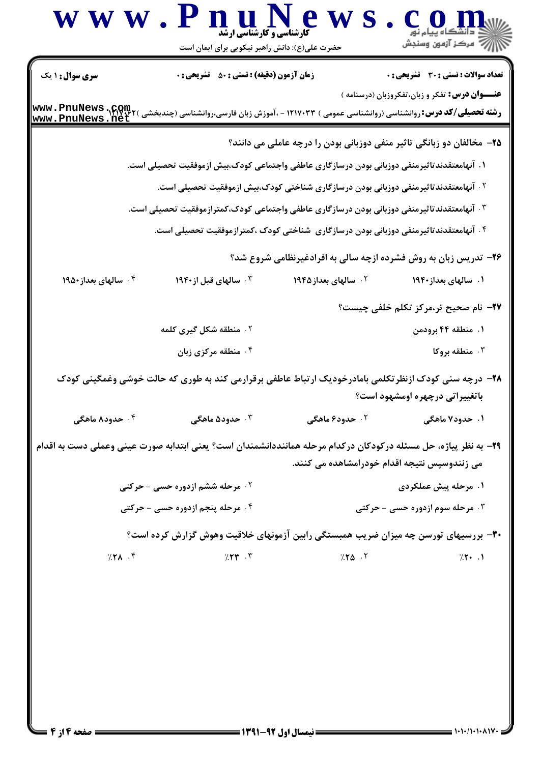**۲۵-** مخالفان دو زبانگی تاثیر منفی دوزبانی بودن را درچه عاملی می دانند؟

۱. آنهامعتقدندتاثیرمنفی دوزبانی بودن درسازگاری عاطفی واجتماعی کودک،بیش ازموفقیت تحصیلی است.

۲. آنهامعتقدندتاثیرمنفی دوزبانی بودن درسازگاری شناختی کودک،بیش ازموفقیت تحصیلی است.

۳. آنهامعتقدندتاثیرمنفی دوزبانی بودن درسازگاری عاطفی واجتماعی کودک،کمترازموفقیت تحصیلی است.

۴. آنهامعتقدندتاثیرمنفی دوزبانی بودن درسازگاری شناختی کودک ،کمترازموفقیت تحصیلی است.

**۲۶-** تدریس زبان به روش فشرده ازچه سالی به افرادغیرنظامی شروع شد؟

۱. سالهای بعداز۱۹۴۰
۲. سالهای بعداز۱۹۴۵
۳. سالهای قبل از۱۹۴۰
۴. سالهای بعداز۱۹۵۰

**۲۷-** نام صحیح تر،مرکز تکلم خلفی چیست؟

۱. منطقه ۴۴ برودمن
۲. منطقه شکل گیری کلمه
۳. منطقه بروکا
۴. منطقه مرکزی زبان

**۲۸-** درچه سنی کودک ازنظرتکلمی بامادرخودیک ارتباط عاطفی برقرارمی کند به طوری که حالت خوشی وغمگینی کودک باتغییراتی درچهره اومشهود است؟

۱. حدود۷ ماهگی
۲. حدود۶ ماهگی
۳. حدود۵ ماهگی
۴. حدود۸ ماهگی

**۲۹-** به نظر پیاژه، حل مسئله درکودکان درکدام مرحله هماننددانشمندان است؟ یعنی ابتدابه صورت عینی وعملی دست به اقدام می زنندوسپس نتیجه اقدام خودرامشاهده می کنند.

۱. مرحله پیش عملکردی
۲. مرحله ششم ازدوره حسی - حرکتی
۳. مرحله سوم ازدوره حسی - حرکتی
۴. مرحله پنجم ازدوره حسی - حرکتی

**۳۰-** بررسیهای تورسن چه میزان ضریب همبستگی رابین آزمونهای خلاقیت وهوش گزارش کرده است؟

۱. ٪۲۰
۲. ٪۲۵
۳. ٪۲۳
۴. ٪۲۸